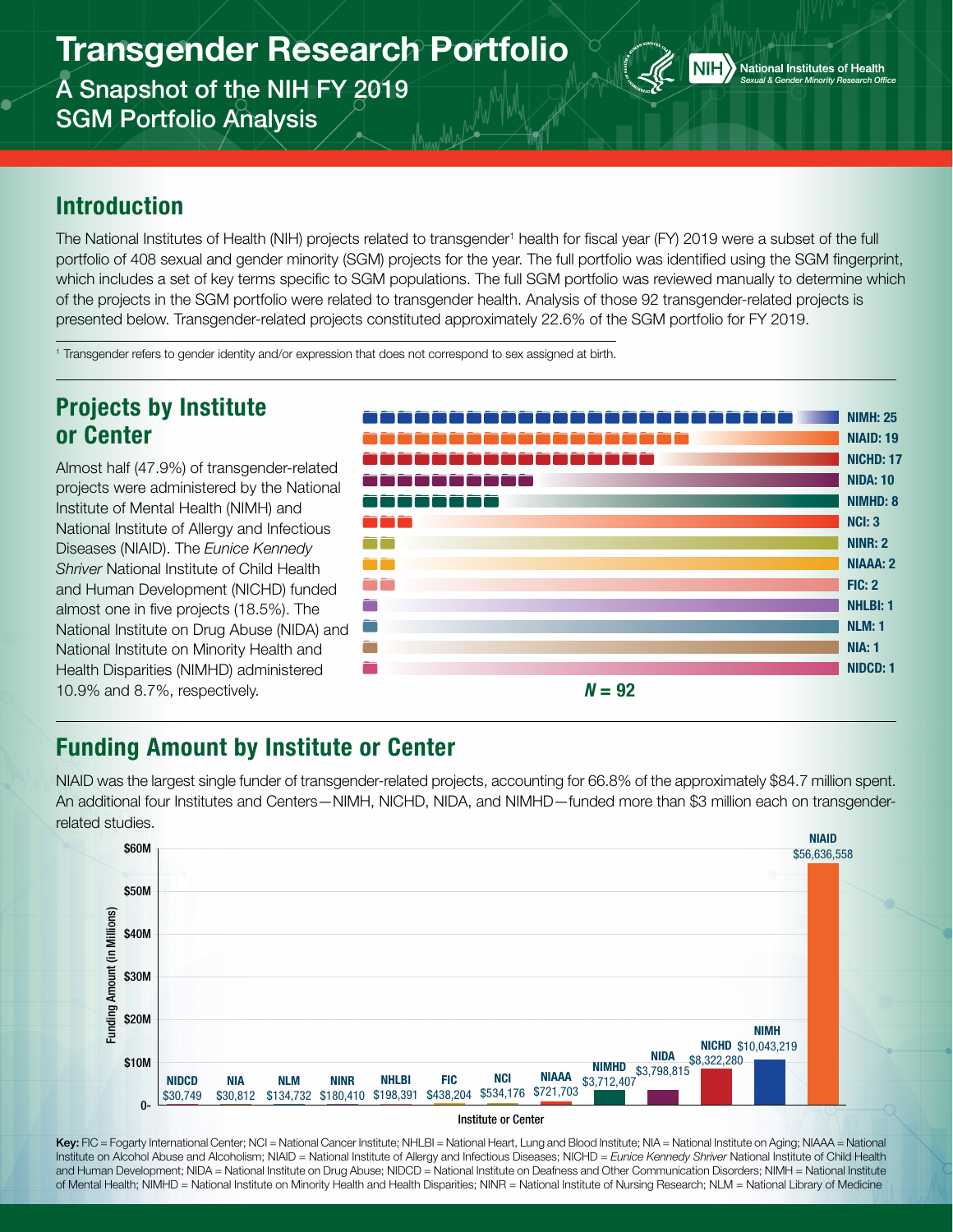# Transgender Research Portfolio

## A Snapshot of the NIH FY 2019 SGM Portfolio Analysis

National Institutes of Health
*Sexual & Gender Minority Research Office*

## Introduction

The National Institutes of Health (NIH) projects related to transgender[1] health for fiscal year (FY) 2019 were a subset of the full portfolio of 408 sexual and gender minority (SGM) projects for the year. The full portfolio was identified using the SGM fingerprint, which includes a set of key terms specific to SGM populations. The full SGM portfolio was reviewed manually to determine which of the projects in the SGM portfolio were related to transgender health. Analysis of those 92 transgender-related projects is presented below. Transgender-related projects constituted approximately 22.6% of the SGM portfolio for FY 2019.

[1] Transgender refers to gender identity and/or expression that does not correspond to sex assigned at birth.

## Projects by Institute or Center

Almost half (47.9%) of transgender-related projects were administered by the National Institute of Mental Health (NIMH) and National Institute of Allergy and Infectious Diseases (NIAID). The *Eunice Kennedy Shriver* National Institute of Child Health and Human Development (NICHD) funded almost one in five projects (18.5%). The National Institute on Drug Abuse (NIDA) and National Institute on Minority Health and Health Disparities (NIMHD) administered 10.9% and 8.7%, respectively.

| Institute or Center | Projects |
|---|---|
| NIMH | 25 |
| NIAID | 19 |
| NICHD | 17 |
| NIDA | 10 |
| NIMHD | 8 |
| NCI | 3 |
| NINR | 2 |
| NIAAA | 2 |
| FIC | 2 |
| NHLBI | 1 |
| NLM | 1 |
| NIA | 1 |
| NIDCD | 1 |

***N* = 92**

## Funding Amount by Institute or Center

NIAID was the largest single funder of transgender-related projects, accounting for 66.8% of the approximately $84.7 million spent. An additional four Institutes and Centers—NIMH, NICHD, NIDA, and NIMHD—funded more than $3 million each on transgender-related studies.

| Institute or Center | Funding Amount |
|---|---|
| NIDCD | $30,749 |
| NIA | $30,812 |
| NLM | $134,732 |
| NINR | $180,410 |
| NHLBI | $198,391 |
| FIC | $438,204 |
| NCI | $534,176 |
| NIAAA | $721,703 |
| NIMHD | $3,712,407 |
| NIDA | $3,798,815 |
| NICHD | $8,322,280 |
| NIMH | $10,043,219 |
| NIAID | $56,636,558 |

**Key:** FIC = Fogarty International Center; NCI = National Cancer Institute; NHLBI = National Heart, Lung and Blood Institute; NIA = National Institute on Aging; NIAAA = National Institute on Alcohol Abuse and Alcoholism; NIAID = National Institute of Allergy and Infectious Diseases; NICHD = *Eunice Kennedy Shriver* National Institute of Child Health and Human Development; NIDA = National Institute on Drug Abuse; NIDCD = National Institute on Deafness and Other Communication Disorders; NIMH = National Institute of Mental Health; NIMHD = National Institute on Minority Health and Health Disparities; NINR = National Institute of Nursing Research; NLM = National Library of Medicine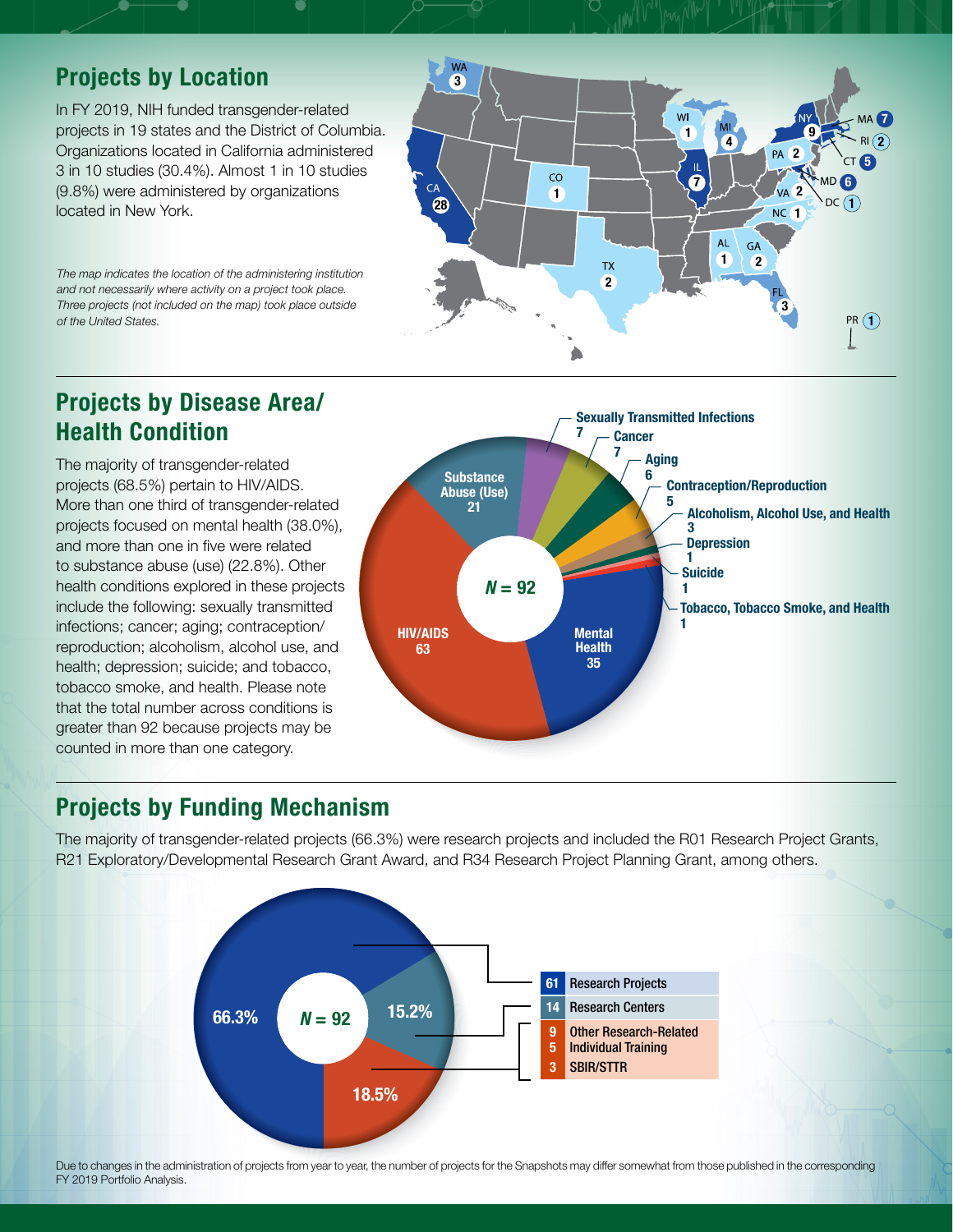## Projects by Location

In FY 2019, NIH funded transgender-related projects in 19 states and the District of Columbia. Organizations located in California administered 3 in 10 studies (30.4%). Almost 1 in 10 studies (9.8%) were administered by organizations located in New York.

*The map indicates the location of the administering institution and not necessarily where activity on a project took place. Three projects (not included on the map) took place outside of the United States.*

WA 3
CA 28
CO 1
TX 2
WI 1
MI 4
IL 7
AL 1
GA 2
FL 3
NY 9
PA 2
MA 7
RI 2
CT 5
MD 6
VA 2
DC 1
NC 1
PR 1

## Projects by Disease Area/ Health Condition

The majority of transgender-related projects (68.5%) pertain to HIV/AIDS. More than one third of transgender-related projects focused on mental health (38.0%), and more than one in five were related to substance abuse (use) (22.8%). Other health conditions explored in these projects include the following: sexually transmitted infections; cancer; aging; contraception/ reproduction; alcoholism, alcohol use, and health; depression; suicide; and tobacco, tobacco smoke, and health. Please note that the total number across conditions is greater than 92 because projects may be counted in more than one category.

*N* = 92

HIV/AIDS 63
Mental Health 35
Substance Abuse (Use) 21
Sexually Transmitted Infections 7
Cancer 7
Aging 6
Contraception/Reproduction 5
Alcoholism, Alcohol Use, and Health 3
Depression 1
Suicide 1
Tobacco, Tobacco Smoke, and Health 1

## Projects by Funding Mechanism

The majority of transgender-related projects (66.3%) were research projects and included the R01 Research Project Grants, R21 Exploratory/Developmental Research Grant Award, and R34 Research Project Planning Grant, among others.

*N* = 92

66.3%
15.2%
18.5%

61 Research Projects
14 Research Centers
9 Other Research-Related
5 Individual Training
3 SBIR/STTR

Due to changes in the administration of projects from year to year, the number of projects for the Snapshots may differ somewhat from those published in the corresponding FY 2019 Portfolio Analysis.